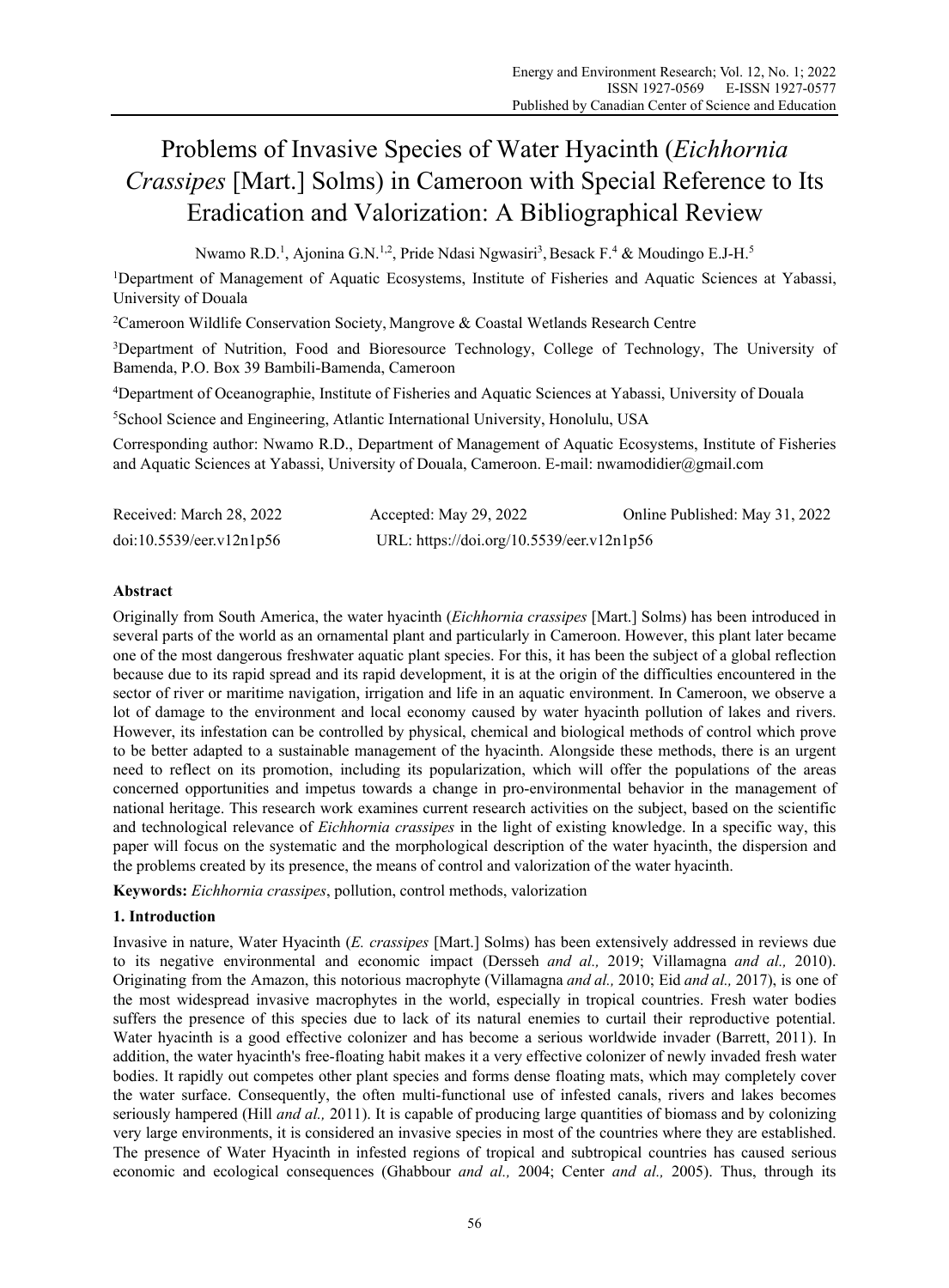# Problems of Invasive Species of Water Hyacinth (*Eichhornia Crassipes* [Mart.] Solms) in Cameroon with Special Reference to Its Eradication and Valorization: A Bibliographical Review

Nwamo R.D.[1], Ajonina G.N.[1,2], Pride Ndasi Ngwasiri[3], Besack F.[4] & Moudingo E.J-H.[5]

[1]Department of Management of Aquatic Ecosystems, Institute of Fisheries and Aquatic Sciences at Yabassi, University of Douala

[2]Cameroon Wildlife Conservation Society, Mangrove & Coastal Wetlands Research Centre

[3]Department of Nutrition, Food and Bioresource Technology, College of Technology, The University of Bamenda, P.O. Box 39 Bambili-Bamenda, Cameroon

[4]Department of Oceanographie, Institute of Fisheries and Aquatic Sciences at Yabassi, University of Douala

[5]School Science and Engineering, Atlantic International University, Honolulu, USA

Corresponding author: Nwamo R.D., Department of Management of Aquatic Ecosystems, Institute of Fisheries and Aquatic Sciences at Yabassi, University of Douala, Cameroon. E-mail: nwamodidier@gmail.com

Received: March 28, 2022 Accepted: May 29, 2022 Online Published: May 31, 2022

doi:10.5539/eer.v12n1p56 URL: https://doi.org/10.5539/eer.v12n1p56

**Abstract**

Originally from South America, the water hyacinth (*Eichhornia crassipes* [Mart.] Solms) has been introduced in several parts of the world as an ornamental plant and particularly in Cameroon. However, this plant later became one of the most dangerous freshwater aquatic plant species. For this, it has been the subject of a global reflection because due to its rapid spread and its rapid development, it is at the origin of the difficulties encountered in the sector of river or maritime navigation, irrigation and life in an aquatic environment. In Cameroon, we observe a lot of damage to the environment and local economy caused by water hyacinth pollution of lakes and rivers. However, its infestation can be controlled by physical, chemical and biological methods of control which prove to be better adapted to a sustainable management of the hyacinth. Alongside these methods, there is an urgent need to reflect on its promotion, including its popularization, which will offer the populations of the areas concerned opportunities and impetus towards a change in pro-environmental behavior in the management of national heritage. This research work examines current research activities on the subject, based on the scientific and technological relevance of *Eichhornia crassipes* in the light of existing knowledge. In a specific way, this paper will focus on the systematic and the morphological description of the water hyacinth, the dispersion and the problems created by its presence, the means of control and valorization of the water hyacinth.

**Keywords:** *Eichhornia crassipes*, pollution, control methods, valorization

## 1. Introduction

Invasive in nature, Water Hyacinth (*E. crassipes* [Mart.] Solms) has been extensively addressed in reviews due to its negative environmental and economic impact (Dersseh *and al.,* 2019; Villamagna *and al.,* 2010). Originating from the Amazon, this notorious macrophyte (Villamagna *and al.,* 2010; Eid *and al.,* 2017), is one of the most widespread invasive macrophytes in the world, especially in tropical countries. Fresh water bodies suffers the presence of this species due to lack of its natural enemies to curtail their reproductive potential. Water hyacinth is a good effective colonizer and has become a serious worldwide invader (Barrett, 2011). In addition, the water hyacinth's free-floating habit makes it a very effective colonizer of newly invaded fresh water bodies. It rapidly out competes other plant species and forms dense floating mats, which may completely cover the water surface. Consequently, the often multi-functional use of infested canals, rivers and lakes becomes seriously hampered (Hill *and al.,* 2011). It is capable of producing large quantities of biomass and by colonizing very large environments, it is considered an invasive species in most of the countries where they are established. The presence of Water Hyacinth in infested regions of tropical and subtropical countries has caused serious economic and ecological consequences (Ghabbour *and al.,* 2004; Center *and al.,* 2005). Thus, through its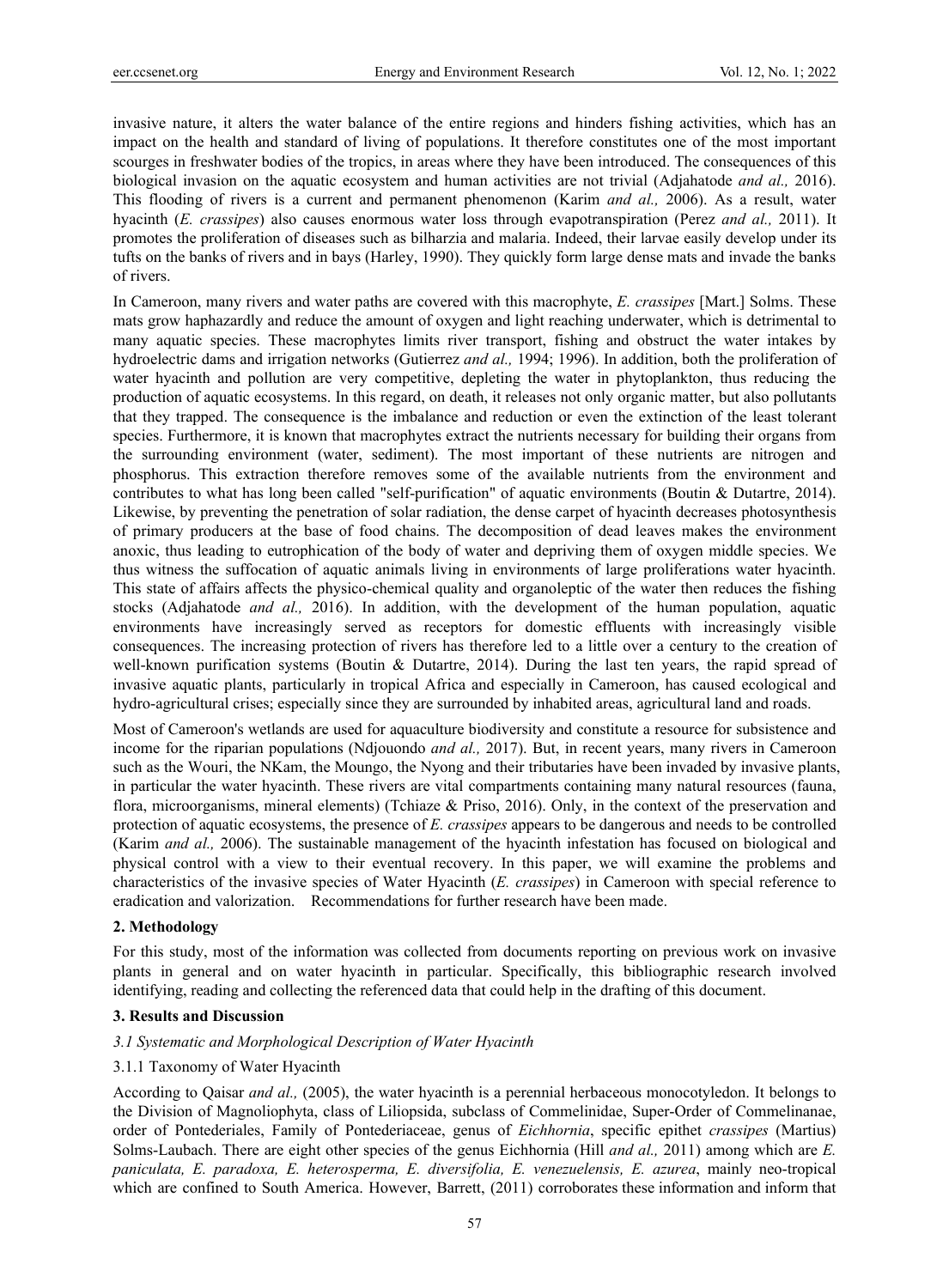invasive nature, it alters the water balance of the entire regions and hinders fishing activities, which has an impact on the health and standard of living of populations. It therefore constitutes one of the most important scourges in freshwater bodies of the tropics, in areas where they have been introduced. The consequences of this biological invasion on the aquatic ecosystem and human activities are not trivial (Adjahatode *and al.,* 2016). This flooding of rivers is a current and permanent phenomenon (Karim *and al.,* 2006). As a result, water hyacinth (*E. crassipes*) also causes enormous water loss through evapotranspiration (Perez *and al.,* 2011). It promotes the proliferation of diseases such as bilharzia and malaria. Indeed, their larvae easily develop under its tufts on the banks of rivers and in bays (Harley, 1990). They quickly form large dense mats and invade the banks of rivers.

In Cameroon, many rivers and water paths are covered with this macrophyte, *E. crassipes* [Mart.] Solms. These mats grow haphazardly and reduce the amount of oxygen and light reaching underwater, which is detrimental to many aquatic species. These macrophytes limits river transport, fishing and obstruct the water intakes by hydroelectric dams and irrigation networks (Gutierrez *and al.,* 1994; 1996). In addition, both the proliferation of water hyacinth and pollution are very competitive, depleting the water in phytoplankton, thus reducing the production of aquatic ecosystems. In this regard, on death, it releases not only organic matter, but also pollutants that they trapped. The consequence is the imbalance and reduction or even the extinction of the least tolerant species. Furthermore, it is known that macrophytes extract the nutrients necessary for building their organs from the surrounding environment (water, sediment). The most important of these nutrients are nitrogen and phosphorus. This extraction therefore removes some of the available nutrients from the environment and contributes to what has long been called "self-purification" of aquatic environments (Boutin & Dutartre, 2014). Likewise, by preventing the penetration of solar radiation, the dense carpet of hyacinth decreases photosynthesis of primary producers at the base of food chains. The decomposition of dead leaves makes the environment anoxic, thus leading to eutrophication of the body of water and depriving them of oxygen middle species. We thus witness the suffocation of aquatic animals living in environments of large proliferations water hyacinth. This state of affairs affects the physico-chemical quality and organoleptic of the water then reduces the fishing stocks (Adjahatode *and al.,* 2016). In addition, with the development of the human population, aquatic environments have increasingly served as receptors for domestic effluents with increasingly visible consequences. The increasing protection of rivers has therefore led to a little over a century to the creation of well-known purification systems (Boutin & Dutartre, 2014). During the last ten years, the rapid spread of invasive aquatic plants, particularly in tropical Africa and especially in Cameroon, has caused ecological and hydro-agricultural crises; especially since they are surrounded by inhabited areas, agricultural land and roads.

Most of Cameroon's wetlands are used for aquaculture biodiversity and constitute a resource for subsistence and income for the riparian populations (Ndjouondo *and al.,* 2017). But, in recent years, many rivers in Cameroon such as the Wouri, the NKam, the Moungo, the Nyong and their tributaries have been invaded by invasive plants, in particular the water hyacinth. These rivers are vital compartments containing many natural resources (fauna, flora, microorganisms, mineral elements) (Tchiaze & Priso, 2016). Only, in the context of the preservation and protection of aquatic ecosystems, the presence of *E. crassipes* appears to be dangerous and needs to be controlled (Karim *and al.,* 2006). The sustainable management of the hyacinth infestation has focused on biological and physical control with a view to their eventual recovery. In this paper, we will examine the problems and characteristics of the invasive species of Water Hyacinth (*E. crassipes*) in Cameroon with special reference to eradication and valorization. Recommendations for further research have been made.

## 2. Methodology

For this study, most of the information was collected from documents reporting on previous work on invasive plants in general and on water hyacinth in particular. Specifically, this bibliographic research involved identifying, reading and collecting the referenced data that could help in the drafting of this document.

## 3. Results and Discussion

### *3.1 Systematic and Morphological Description of Water Hyacinth*

#### 3.1.1 Taxonomy of Water Hyacinth

According to Qaisar *and al.,* (2005), the water hyacinth is a perennial herbaceous monocotyledon. It belongs to the Division of Magnoliophyta, class of Liliopsida, subclass of Commelinidae, Super-Order of Commelinanae, order of Pontederiales, Family of Pontederiaceae, genus of *Eichhornia*, specific epithet *crassipes* (Martius) Solms-Laubach. There are eight other species of the genus Eichhornia (Hill *and al.,* 2011) among which are *E. paniculata, E. paradoxa, E. heterosperma, E. diversifolia, E. venezuelensis, E. azurea*, mainly neo-tropical which are confined to South America. However, Barrett, (2011) corroborates these information and inform that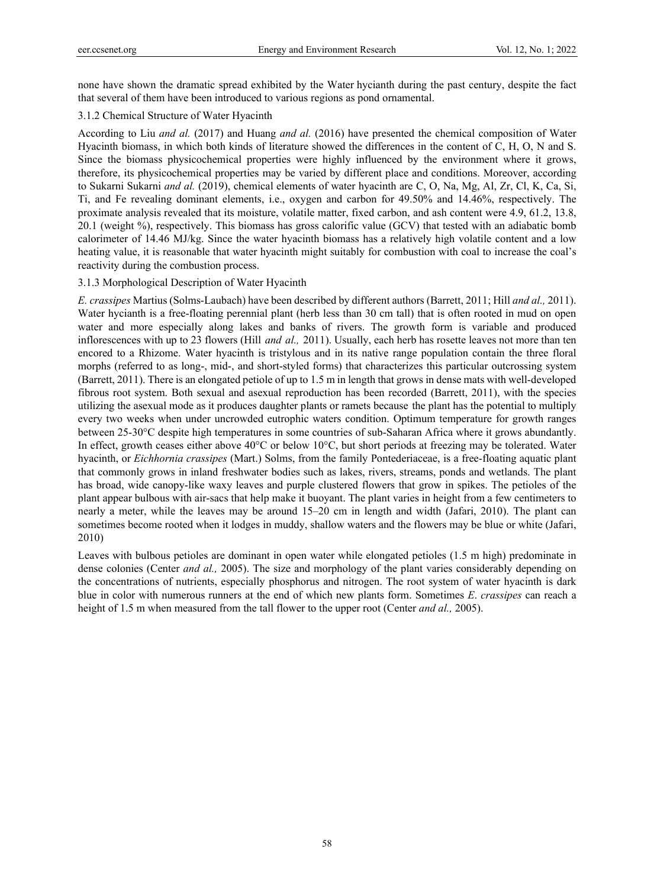none have shown the dramatic spread exhibited by the Water hycianth during the past century, despite the fact that several of them have been introduced to various regions as pond ornamental.

### 3.1.2 Chemical Structure of Water Hyacinth

According to Liu *and al.* (2017) and Huang *and al.* (2016) have presented the chemical composition of Water Hyacinth biomass, in which both kinds of literature showed the differences in the content of C, H, O, N and S. Since the biomass physicochemical properties were highly influenced by the environment where it grows, therefore, its physicochemical properties may be varied by different place and conditions. Moreover, according to Sukarni Sukarni *and al.* (2019), chemical elements of water hyacinth are C, O, Na, Mg, Al, Zr, Cl, K, Ca, Si, Ti, and Fe revealing dominant elements, i.e., oxygen and carbon for 49.50% and 14.46%, respectively. The proximate analysis revealed that its moisture, volatile matter, fixed carbon, and ash content were 4.9, 61.2, 13.8, 20.1 (weight %), respectively. This biomass has gross calorific value (GCV) that tested with an adiabatic bomb calorimeter of 14.46 MJ/kg. Since the water hyacinth biomass has a relatively high volatile content and a low heating value, it is reasonable that water hyacinth might suitably for combustion with coal to increase the coal's reactivity during the combustion process.

### 3.1.3 Morphological Description of Water Hyacinth

*E. crassipes* Martius (Solms-Laubach) have been described by different authors (Barrett, 2011; Hill *and al.,* 2011). Water hycianth is a free-floating perennial plant (herb less than 30 cm tall) that is often rooted in mud on open water and more especially along lakes and banks of rivers. The growth form is variable and produced inflorescences with up to 23 flowers (Hill *and al.,* 2011). Usually, each herb has rosette leaves not more than ten encored to a Rhizome. Water hyacinth is tristylous and in its native range population contain the three floral morphs (referred to as long-, mid-, and short-styled forms) that characterizes this particular outcrossing system (Barrett, 2011). There is an elongated petiole of up to 1.5 m in length that grows in dense mats with well-developed fibrous root system. Both sexual and asexual reproduction has been recorded (Barrett, 2011), with the species utilizing the asexual mode as it produces daughter plants or ramets because the plant has the potential to multiply every two weeks when under uncrowded eutrophic waters condition. Optimum temperature for growth ranges between 25-30°C despite high temperatures in some countries of sub-Saharan Africa where it grows abundantly. In effect, growth ceases either above 40°C or below 10°C, but short periods at freezing may be tolerated. Water hyacinth, or *Eichhornia crassipes* (Mart.) Solms, from the family Pontederiaceae, is a free-floating aquatic plant that commonly grows in inland freshwater bodies such as lakes, rivers, streams, ponds and wetlands. The plant has broad, wide canopy-like waxy leaves and purple clustered flowers that grow in spikes. The petioles of the plant appear bulbous with air-sacs that help make it buoyant. The plant varies in height from a few centimeters to nearly a meter, while the leaves may be around 15–20 cm in length and width (Jafari, 2010). The plant can sometimes become rooted when it lodges in muddy, shallow waters and the flowers may be blue or white (Jafari, 2010)

Leaves with bulbous petioles are dominant in open water while elongated petioles (1.5 m high) predominate in dense colonies (Center *and al.,* 2005). The size and morphology of the plant varies considerably depending on the concentrations of nutrients, especially phosphorus and nitrogen. The root system of water hyacinth is dark blue in color with numerous runners at the end of which new plants form. Sometimes *E. crassipes* can reach a height of 1.5 m when measured from the tall flower to the upper root (Center *and al.,* 2005).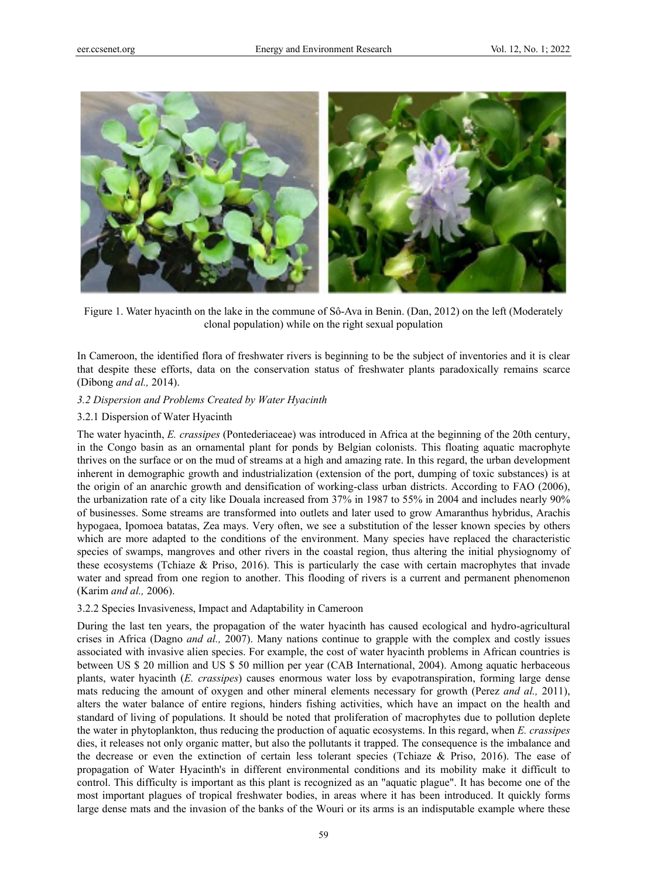Figure 1. Water hyacinth on the lake in the commune of Sô-Ava in Benin. (Dan, 2012) on the left (Moderately clonal population) while on the right sexual population

In Cameroon, the identified flora of freshwater rivers is beginning to be the subject of inventories and it is clear that despite these efforts, data on the conservation status of freshwater plants paradoxically remains scarce (Dibong *and al.,* 2014).

### *3.2 Dispersion and Problems Created by Water Hyacinth*

#### 3.2.1 Dispersion of Water Hyacinth

The water hyacinth, *E. crassipes* (Pontederiaceae) was introduced in Africa at the beginning of the 20th century, in the Congo basin as an ornamental plant for ponds by Belgian colonists. This floating aquatic macrophyte thrives on the surface or on the mud of streams at a high and amazing rate. In this regard, the urban development inherent in demographic growth and industrialization (extension of the port, dumping of toxic substances) is at the origin of an anarchic growth and densification of working-class urban districts. According to FAO (2006), the urbanization rate of a city like Douala increased from 37% in 1987 to 55% in 2004 and includes nearly 90% of businesses. Some streams are transformed into outlets and later used to grow Amaranthus hybridus, Arachis hypogaea, Ipomoea batatas, Zea mays. Very often, we see a substitution of the lesser known species by others which are more adapted to the conditions of the environment. Many species have replaced the characteristic species of swamps, mangroves and other rivers in the coastal region, thus altering the initial physiognomy of these ecosystems (Tchiaze & Priso, 2016). This is particularly the case with certain macrophytes that invade water and spread from one region to another. This flooding of rivers is a current and permanent phenomenon (Karim *and al.,* 2006).

#### 3.2.2 Species Invasiveness, Impact and Adaptability in Cameroon

During the last ten years, the propagation of the water hyacinth has caused ecological and hydro-agricultural crises in Africa (Dagno *and al.,* 2007). Many nations continue to grapple with the complex and costly issues associated with invasive alien species. For example, the cost of water hyacinth problems in African countries is between US $ 20 million and US $ 50 million per year (CAB International, 2004). Among aquatic herbaceous plants, water hyacinth (*E. crassipes*) causes enormous water loss by evapotranspiration, forming large dense mats reducing the amount of oxygen and other mineral elements necessary for growth (Perez *and al.,* 2011), alters the water balance of entire regions, hinders fishing activities, which have an impact on the health and standard of living of populations. It should be noted that proliferation of macrophytes due to pollution deplete the water in phytoplankton, thus reducing the production of aquatic ecosystems. In this regard, when *E. crassipes* dies, it releases not only organic matter, but also the pollutants it trapped. The consequence is the imbalance and the decrease or even the extinction of certain less tolerant species (Tchiaze & Priso, 2016). The ease of propagation of Water Hyacinth's in different environmental conditions and its mobility make it difficult to control. This difficulty is important as this plant is recognized as an "aquatic plague". It has become one of the most important plagues of tropical freshwater bodies, in areas where it has been introduced. It quickly forms large dense mats and the invasion of the banks of the Wouri or its arms is an indisputable example where these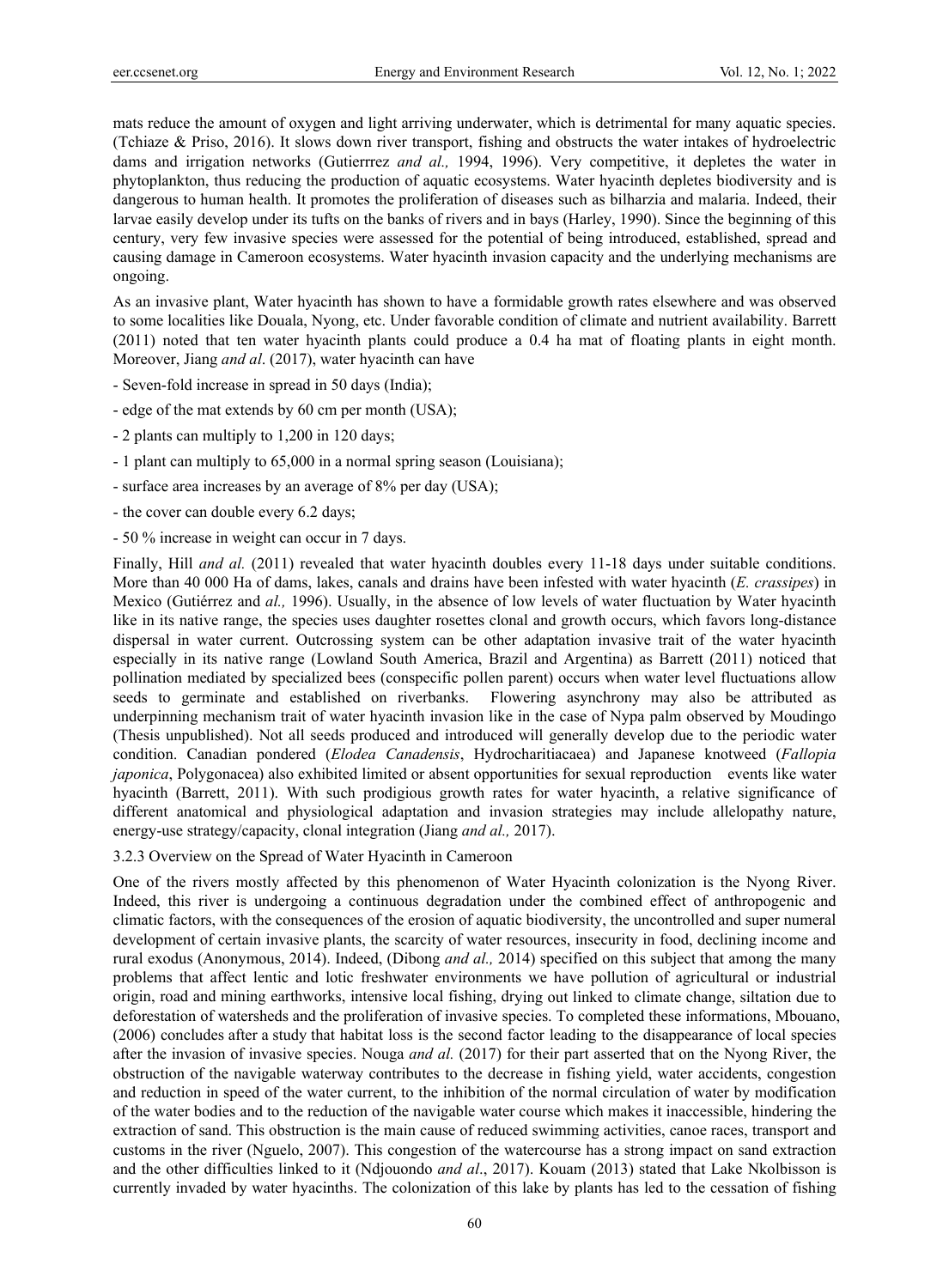mats reduce the amount of oxygen and light arriving underwater, which is detrimental for many aquatic species. (Tchiaze & Priso, 2016). It slows down river transport, fishing and obstructs the water intakes of hydroelectric dams and irrigation networks (Gutierrrez *and al.,* 1994, 1996). Very competitive, it depletes the water in phytoplankton, thus reducing the production of aquatic ecosystems. Water hyacinth depletes biodiversity and is dangerous to human health. It promotes the proliferation of diseases such as bilharzia and malaria. Indeed, their larvae easily develop under its tufts on the banks of rivers and in bays (Harley, 1990). Since the beginning of this century, very few invasive species were assessed for the potential of being introduced, established, spread and causing damage in Cameroon ecosystems. Water hyacinth invasion capacity and the underlying mechanisms are ongoing.

As an invasive plant, Water hyacinth has shown to have a formidable growth rates elsewhere and was observed to some localities like Douala, Nyong, etc. Under favorable condition of climate and nutrient availability. Barrett (2011) noted that ten water hyacinth plants could produce a 0.4 ha mat of floating plants in eight month. Moreover, Jiang *and al*. (2017), water hyacinth can have

- Seven-fold increase in spread in 50 days (India);
- edge of the mat extends by 60 cm per month (USA);
- 2 plants can multiply to 1,200 in 120 days;
- 1 plant can multiply to 65,000 in a normal spring season (Louisiana);
- surface area increases by an average of 8% per day (USA);
- the cover can double every 6.2 days;
- 50 % increase in weight can occur in 7 days.

Finally, Hill *and al.* (2011) revealed that water hyacinth doubles every 11-18 days under suitable conditions. More than 40 000 Ha of dams, lakes, canals and drains have been infested with water hyacinth (*E. crassipes*) in Mexico (Gutiérrez and *al.,* 1996). Usually, in the absence of low levels of water fluctuation by Water hyacinth like in its native range, the species uses daughter rosettes clonal and growth occurs, which favors long-distance dispersal in water current. Outcrossing system can be other adaptation invasive trait of the water hyacinth especially in its native range (Lowland South America, Brazil and Argentina) as Barrett (2011) noticed that pollination mediated by specialized bees (conspecific pollen parent) occurs when water level fluctuations allow seeds to germinate and established on riverbanks. Flowering asynchrony may also be attributed as underpinning mechanism trait of water hyacinth invasion like in the case of Nypa palm observed by Moudingo (Thesis unpublished). Not all seeds produced and introduced will generally develop due to the periodic water condition. Canadian pondered (*Elodea Canadensis*, Hydrocharitiacaea) and Japanese knotweed (*Fallopia japonica*, Polygonacea) also exhibited limited or absent opportunities for sexual reproduction events like water hyacinth (Barrett, 2011). With such prodigious growth rates for water hyacinth, a relative significance of different anatomical and physiological adaptation and invasion strategies may include allelopathy nature, energy-use strategy/capacity, clonal integration (Jiang *and al.,* 2017).

### 3.2.3 Overview on the Spread of Water Hyacinth in Cameroon

One of the rivers mostly affected by this phenomenon of Water Hyacinth colonization is the Nyong River. Indeed, this river is undergoing a continuous degradation under the combined effect of anthropogenic and climatic factors, with the consequences of the erosion of aquatic biodiversity, the uncontrolled and super numeral development of certain invasive plants, the scarcity of water resources, insecurity in food, declining income and rural exodus (Anonymous, 2014). Indeed, (Dibong *and al.,* 2014) specified on this subject that among the many problems that affect lentic and lotic freshwater environments we have pollution of agricultural or industrial origin, road and mining earthworks, intensive local fishing, drying out linked to climate change, siltation due to deforestation of watersheds and the proliferation of invasive species. To completed these informations, Mbouano, (2006) concludes after a study that habitat loss is the second factor leading to the disappearance of local species after the invasion of invasive species. Nouga *and al.* (2017) for their part asserted that on the Nyong River, the obstruction of the navigable waterway contributes to the decrease in fishing yield, water accidents, congestion and reduction in speed of the water current, to the inhibition of the normal circulation of water by modification of the water bodies and to the reduction of the navigable water course which makes it inaccessible, hindering the extraction of sand. This obstruction is the main cause of reduced swimming activities, canoe races, transport and customs in the river (Nguelo, 2007). This congestion of the watercourse has a strong impact on sand extraction and the other difficulties linked to it (Ndjouondo *and al*., 2017). Kouam (2013) stated that Lake Nkolbisson is currently invaded by water hyacinths. The colonization of this lake by plants has led to the cessation of fishing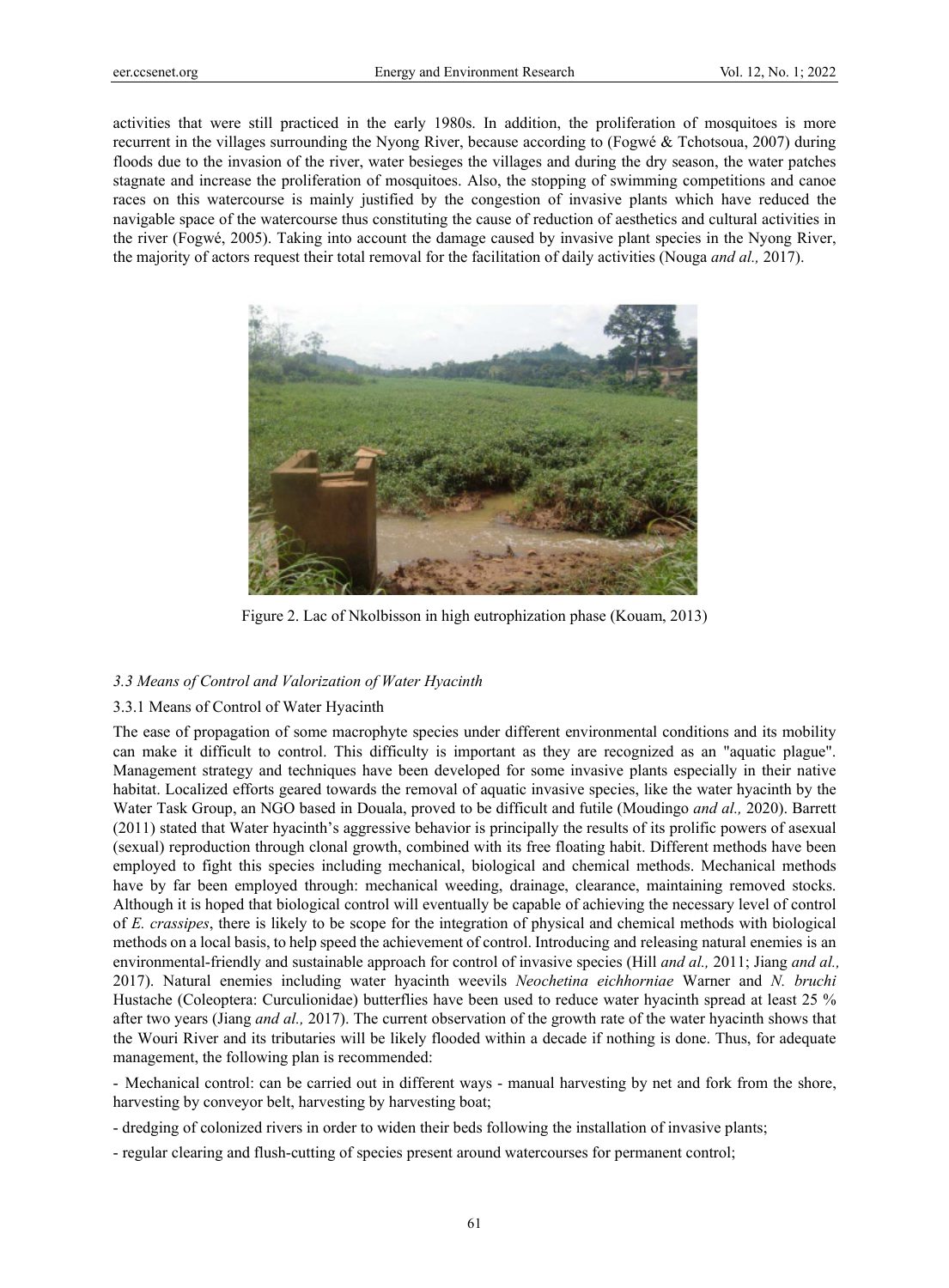activities that were still practiced in the early 1980s. In addition, the proliferation of mosquitoes is more recurrent in the villages surrounding the Nyong River, because according to (Fogwé & Tchotsoua, 2007) during floods due to the invasion of the river, water besieges the villages and during the dry season, the water patches stagnate and increase the proliferation of mosquitoes. Also, the stopping of swimming competitions and canoe races on this watercourse is mainly justified by the congestion of invasive plants which have reduced the navigable space of the watercourse thus constituting the cause of reduction of aesthetics and cultural activities in the river (Fogwé, 2005). Taking into account the damage caused by invasive plant species in the Nyong River, the majority of actors request their total removal for the facilitation of daily activities (Nouga *and al.,* 2017).

Figure 2. Lac of Nkolbisson in high eutrophization phase (Kouam, 2013)

### *3.3 Means of Control and Valorization of Water Hyacinth*

#### 3.3.1 Means of Control of Water Hyacinth

The ease of propagation of some macrophyte species under different environmental conditions and its mobility can make it difficult to control. This difficulty is important as they are recognized as an "aquatic plague". Management strategy and techniques have been developed for some invasive plants especially in their native habitat. Localized efforts geared towards the removal of aquatic invasive species, like the water hyacinth by the Water Task Group, an NGO based in Douala, proved to be difficult and futile (Moudingo *and al.,* 2020). Barrett (2011) stated that Water hyacinth's aggressive behavior is principally the results of its prolific powers of asexual (sexual) reproduction through clonal growth, combined with its free floating habit. Different methods have been employed to fight this species including mechanical, biological and chemical methods. Mechanical methods have by far been employed through: mechanical weeding, drainage, clearance, maintaining removed stocks. Although it is hoped that biological control will eventually be capable of achieving the necessary level of control of *E. crassipes*, there is likely to be scope for the integration of physical and chemical methods with biological methods on a local basis, to help speed the achievement of control. Introducing and releasing natural enemies is an environmental-friendly and sustainable approach for control of invasive species (Hill *and al.,* 2011; Jiang *and al.,* 2017). Natural enemies including water hyacinth weevils *Neochetina eichhorniae* Warner and *N. bruchi* Hustache (Coleoptera: Curculionidae) butterflies have been used to reduce water hyacinth spread at least 25 % after two years (Jiang *and al.,* 2017). The current observation of the growth rate of the water hyacinth shows that the Wouri River and its tributaries will be likely flooded within a decade if nothing is done. Thus, for adequate management, the following plan is recommended:

- Mechanical control: can be carried out in different ways - manual harvesting by net and fork from the shore, harvesting by conveyor belt, harvesting by harvesting boat;
- dredging of colonized rivers in order to widen their beds following the installation of invasive plants;
- regular clearing and flush-cutting of species present around watercourses for permanent control;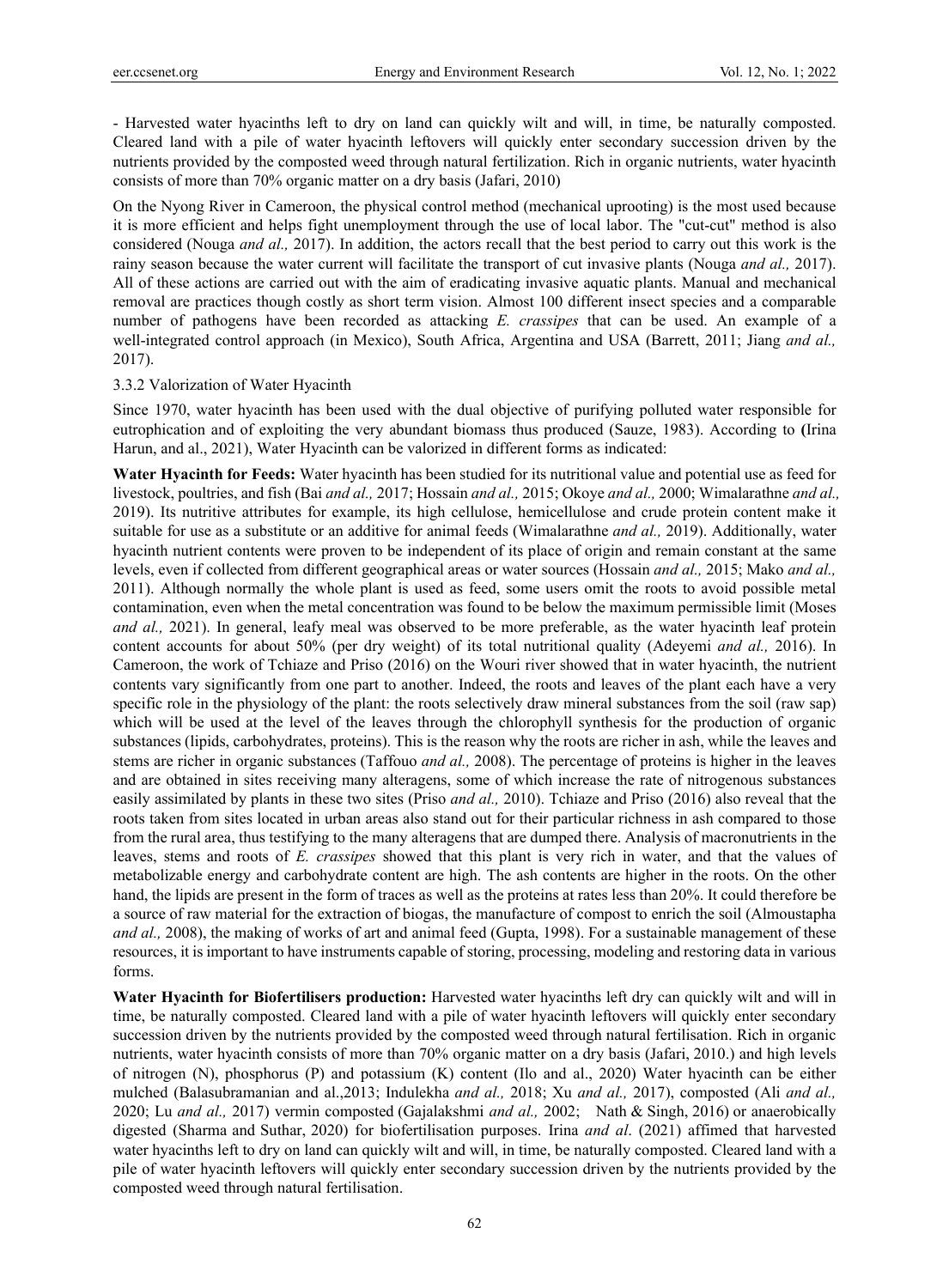- Harvested water hyacinths left to dry on land can quickly wilt and will, in time, be naturally composted. Cleared land with a pile of water hyacinth leftovers will quickly enter secondary succession driven by the nutrients provided by the composted weed through natural fertilization. Rich in organic nutrients, water hyacinth consists of more than 70% organic matter on a dry basis (Jafari, 2010)

On the Nyong River in Cameroon, the physical control method (mechanical uprooting) is the most used because it is more efficient and helps fight unemployment through the use of local labor. The "cut-cut" method is also considered (Nouga *and al.,* 2017). In addition, the actors recall that the best period to carry out this work is the rainy season because the water current will facilitate the transport of cut invasive plants (Nouga *and al.,* 2017). All of these actions are carried out with the aim of eradicating invasive aquatic plants. Manual and mechanical removal are practices though costly as short term vision. Almost 100 different insect species and a comparable number of pathogens have been recorded as attacking *E. crassipes* that can be used. An example of a well-integrated control approach (in Mexico), South Africa, Argentina and USA (Barrett, 2011; Jiang *and al.,* 2017).

### 3.3.2 Valorization of Water Hyacinth

Since 1970, water hyacinth has been used with the dual objective of purifying polluted water responsible for eutrophication and of exploiting the very abundant biomass thus produced (Sauze, 1983). According to **(**Irina Harun, and al., 2021), Water Hyacinth can be valorized in different forms as indicated:

**Water Hyacinth for Feeds:** Water hyacinth has been studied for its nutritional value and potential use as feed for livestock, poultries, and fish (Bai *and al.,* 2017; Hossain *and al.,* 2015; Okoye *and al.,* 2000; Wimalarathne *and al.,* 2019). Its nutritive attributes for example, its high cellulose, hemicellulose and crude protein content make it suitable for use as a substitute or an additive for animal feeds (Wimalarathne *and al.,* 2019). Additionally, water hyacinth nutrient contents were proven to be independent of its place of origin and remain constant at the same levels, even if collected from different geographical areas or water sources (Hossain *and al.,* 2015; Mako *and al.,* 2011). Although normally the whole plant is used as feed, some users omit the roots to avoid possible metal contamination, even when the metal concentration was found to be below the maximum permissible limit (Moses *and al.,* 2021). In general, leafy meal was observed to be more preferable, as the water hyacinth leaf protein content accounts for about 50% (per dry weight) of its total nutritional quality (Adeyemi *and al.,* 2016). In Cameroon, the work of Tchiaze and Priso (2016) on the Wouri river showed that in water hyacinth, the nutrient contents vary significantly from one part to another. Indeed, the roots and leaves of the plant each have a very specific role in the physiology of the plant: the roots selectively draw mineral substances from the soil (raw sap) which will be used at the level of the leaves through the chlorophyll synthesis for the production of organic substances (lipids, carbohydrates, proteins). This is the reason why the roots are richer in ash, while the leaves and stems are richer in organic substances (Taffouo *and al.,* 2008). The percentage of proteins is higher in the leaves and are obtained in sites receiving many alteragens, some of which increase the rate of nitrogenous substances easily assimilated by plants in these two sites (Priso *and al.,* 2010). Tchiaze and Priso (2016) also reveal that the roots taken from sites located in urban areas also stand out for their particular richness in ash compared to those from the rural area, thus testifying to the many alteragens that are dumped there. Analysis of macronutrients in the leaves, stems and roots of *E. crassipes* showed that this plant is very rich in water, and that the values of metabolizable energy and carbohydrate content are high. The ash contents are higher in the roots. On the other hand, the lipids are present in the form of traces as well as the proteins at rates less than 20%. It could therefore be a source of raw material for the extraction of biogas, the manufacture of compost to enrich the soil (Almoustapha *and al.,* 2008), the making of works of art and animal feed (Gupta, 1998). For a sustainable management of these resources, it is important to have instruments capable of storing, processing, modeling and restoring data in various forms.

**Water Hyacinth for Biofertilisers production:** Harvested water hyacinths left dry can quickly wilt and will in time, be naturally composted. Cleared land with a pile of water hyacinth leftovers will quickly enter secondary succession driven by the nutrients provided by the composted weed through natural fertilisation. Rich in organic nutrients, water hyacinth consists of more than 70% organic matter on a dry basis (Jafari, 2010.) and high levels of nitrogen (N), phosphorus (P) and potassium (K) content (Ilo and al., 2020) Water hyacinth can be either mulched (Balasubramanian and al.,2013; Indulekha *and al.,* 2018; Xu *and al.,* 2017), composted (Ali *and al.,* 2020; Lu *and al.,* 2017) vermin composted (Gajalakshmi *and al.,* 2002; Nath & Singh, 2016) or anaerobically digested (Sharma and Suthar, 2020) for biofertilisation purposes. Irina *and al*. (2021) affimed that harvested water hyacinths left to dry on land can quickly wilt and will, in time, be naturally composted. Cleared land with a pile of water hyacinth leftovers will quickly enter secondary succession driven by the nutrients provided by the composted weed through natural fertilisation.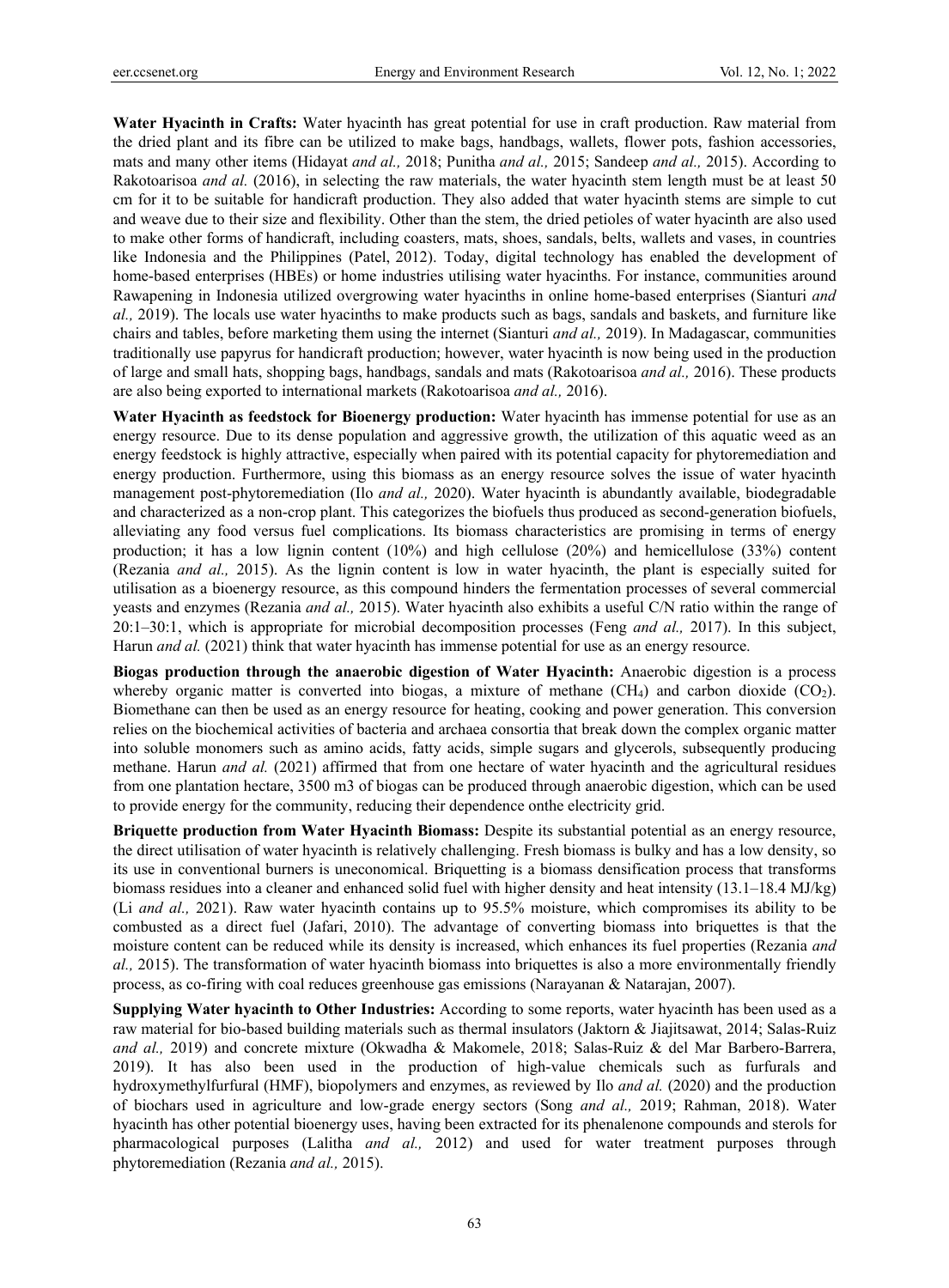**Water Hyacinth in Crafts:** Water hyacinth has great potential for use in craft production. Raw material from the dried plant and its fibre can be utilized to make bags, handbags, wallets, flower pots, fashion accessories, mats and many other items (Hidayat *and al.,* 2018; Punitha *and al.,* 2015; Sandeep *and al.,* 2015). According to Rakotoarisoa *and al.* (2016), in selecting the raw materials, the water hyacinth stem length must be at least 50 cm for it to be suitable for handicraft production. They also added that water hyacinth stems are simple to cut and weave due to their size and flexibility. Other than the stem, the dried petioles of water hyacinth are also used to make other forms of handicraft, including coasters, mats, shoes, sandals, belts, wallets and vases, in countries like Indonesia and the Philippines (Patel, 2012). Today, digital technology has enabled the development of home-based enterprises (HBEs) or home industries utilising water hyacinths. For instance, communities around Rawapening in Indonesia utilized overgrowing water hyacinths in online home-based enterprises (Sianturi *and al.,* 2019). The locals use water hyacinths to make products such as bags, sandals and baskets, and furniture like chairs and tables, before marketing them using the internet (Sianturi *and al.,* 2019). In Madagascar, communities traditionally use papyrus for handicraft production; however, water hyacinth is now being used in the production of large and small hats, shopping bags, handbags, sandals and mats (Rakotoarisoa *and al.,* 2016). These products are also being exported to international markets (Rakotoarisoa *and al.,* 2016).

**Water Hyacinth as feedstock for Bioenergy production:** Water hyacinth has immense potential for use as an energy resource. Due to its dense population and aggressive growth, the utilization of this aquatic weed as an energy feedstock is highly attractive, especially when paired with its potential capacity for phytoremediation and energy production. Furthermore, using this biomass as an energy resource solves the issue of water hyacinth management post-phytoremediation (Ilo *and al.,* 2020). Water hyacinth is abundantly available, biodegradable and characterized as a non-crop plant. This categorizes the biofuels thus produced as second-generation biofuels, alleviating any food versus fuel complications. Its biomass characteristics are promising in terms of energy production; it has a low lignin content (10%) and high cellulose (20%) and hemicellulose (33%) content (Rezania *and al.,* 2015). As the lignin content is low in water hyacinth, the plant is especially suited for utilisation as a bioenergy resource, as this compound hinders the fermentation processes of several commercial yeasts and enzymes (Rezania *and al.,* 2015). Water hyacinth also exhibits a useful C/N ratio within the range of 20:1–30:1, which is appropriate for microbial decomposition processes (Feng *and al.,* 2017). In this subject, Harun *and al.* (2021) think that water hyacinth has immense potential for use as an energy resource.

**Biogas production through the anaerobic digestion of Water Hyacinth:** Anaerobic digestion is a process whereby organic matter is converted into biogas, a mixture of methane ($CH_4$) and carbon dioxide ($CO_2$). Biomethane can then be used as an energy resource for heating, cooking and power generation. This conversion relies on the biochemical activities of bacteria and archaea consortia that break down the complex organic matter into soluble monomers such as amino acids, fatty acids, simple sugars and glycerols, subsequently producing methane. Harun *and al.* (2021) affirmed that from one hectare of water hyacinth and the agricultural residues from one plantation hectare, 3500 m3 of biogas can be produced through anaerobic digestion, which can be used to provide energy for the community, reducing their dependence onthe electricity grid.

**Briquette production from Water Hyacinth Biomass:** Despite its substantial potential as an energy resource, the direct utilisation of water hyacinth is relatively challenging. Fresh biomass is bulky and has a low density, so its use in conventional burners is uneconomical. Briquetting is a biomass densification process that transforms biomass residues into a cleaner and enhanced solid fuel with higher density and heat intensity (13.1–18.4 MJ/kg) (Li *and al.,* 2021). Raw water hyacinth contains up to 95.5% moisture, which compromises its ability to be combusted as a direct fuel (Jafari, 2010). The advantage of converting biomass into briquettes is that the moisture content can be reduced while its density is increased, which enhances its fuel properties (Rezania *and al.,* 2015). The transformation of water hyacinth biomass into briquettes is also a more environmentally friendly process, as co-firing with coal reduces greenhouse gas emissions (Narayanan & Natarajan, 2007).

**Supplying Water hyacinth to Other Industries:** According to some reports, water hyacinth has been used as a raw material for bio-based building materials such as thermal insulators (Jaktorn & Jiajitsawat, 2014; Salas-Ruiz *and al.,* 2019) and concrete mixture (Okwadha & Makomele, 2018; Salas-Ruiz & del Mar Barbero-Barrera, 2019). It has also been used in the production of high-value chemicals such as furfurals and hydroxymethylfurfural (HMF), biopolymers and enzymes, as reviewed by Ilo *and al.* (2020) and the production of biochars used in agriculture and low-grade energy sectors (Song *and al.,* 2019; Rahman, 2018). Water hyacinth has other potential bioenergy uses, having been extracted for its phenalenone compounds and sterols for pharmacological purposes (Lalitha *and al.,* 2012) and used for water treatment purposes through phytoremediation (Rezania *and al.,* 2015).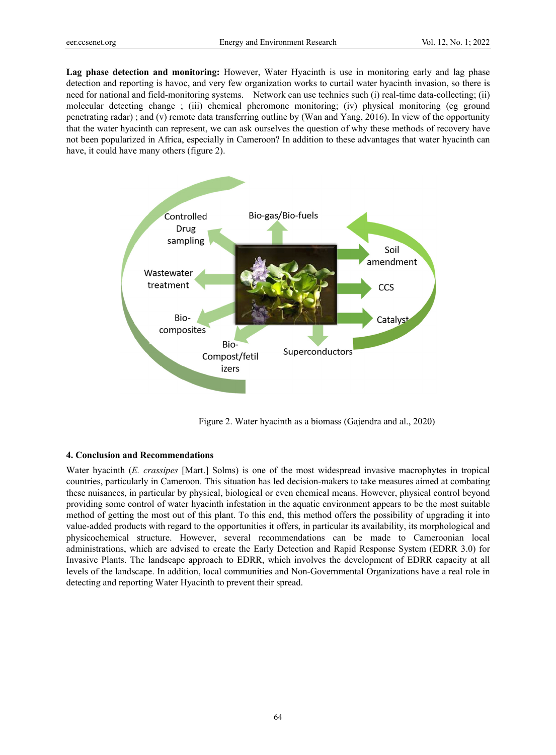**Lag phase detection and monitoring:** However, Water Hyacinth is use in monitoring early and lag phase detection and reporting is havoc, and very few organization works to curtail water hyacinth invasion, so there is need for national and field-monitoring systems. Network can use technics such (i) real-time data-collecting; (ii) molecular detecting change ; (iii) chemical pheromone monitoring; (iv) physical monitoring (eg ground penetrating radar) ; and (v) remote data transferring outline by (Wan and Yang, 2016). In view of the opportunity that the water hyacinth can represent, we can ask ourselves the question of why these methods of recovery have not been popularized in Africa, especially in Cameroon? In addition to these advantages that water hyacinth can have, it could have many others (figure 2).

Figure 2. Water hyacinth as a biomass (Gajendra and al., 2020)

## 4. Conclusion and Recommendations

Water hyacinth (*E. crassipes* [Mart.] Solms) is one of the most widespread invasive macrophytes in tropical countries, particularly in Cameroon. This situation has led decision-makers to take measures aimed at combating these nuisances, in particular by physical, biological or even chemical means. However, physical control beyond providing some control of water hyacinth infestation in the aquatic environment appears to be the most suitable method of getting the most out of this plant. To this end, this method offers the possibility of upgrading it into value-added products with regard to the opportunities it offers, in particular its availability, its morphological and physicochemical structure. However, several recommendations can be made to Cameroonian local administrations, which are advised to create the Early Detection and Rapid Response System (EDRR 3.0) for Invasive Plants. The landscape approach to EDRR, which involves the development of EDRR capacity at all levels of the landscape. In addition, local communities and Non-Governmental Organizations have a real role in detecting and reporting Water Hyacinth to prevent their spread.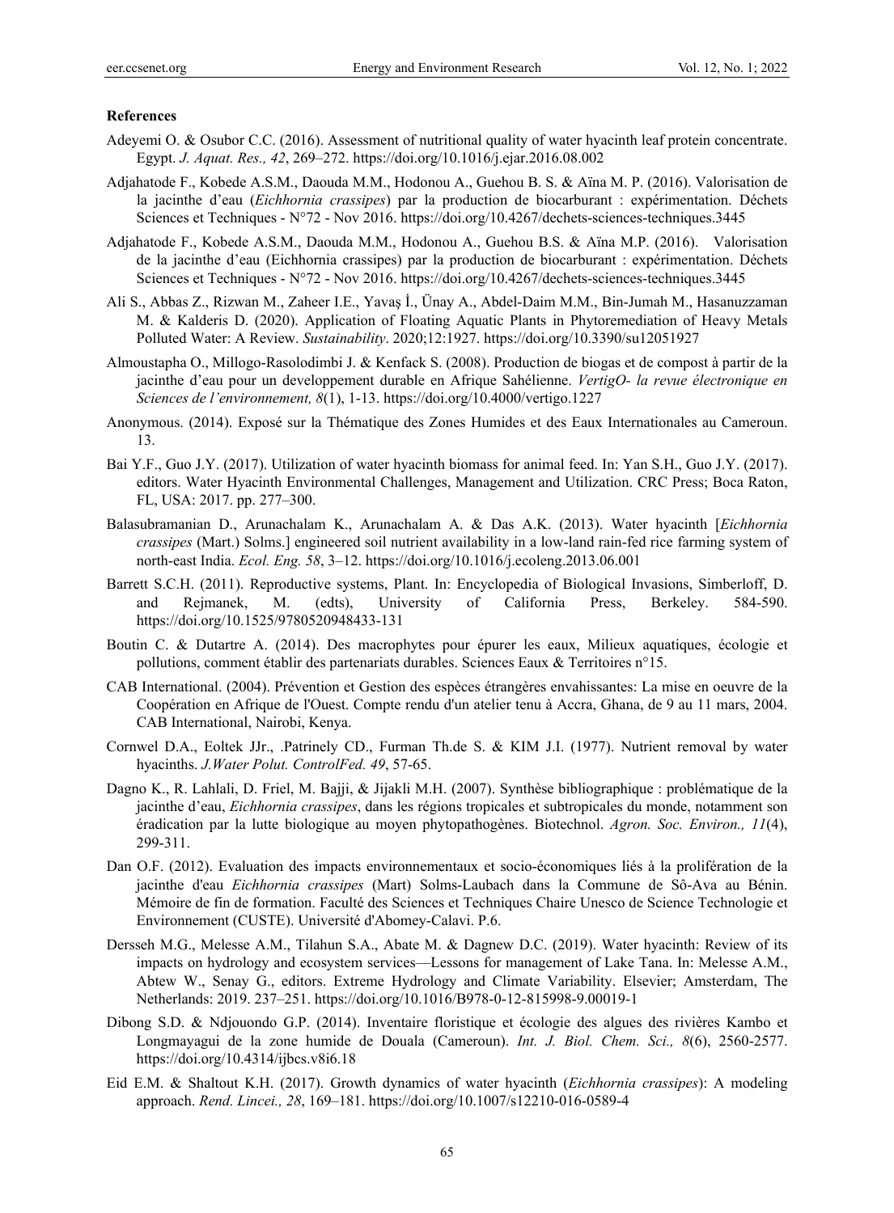### References

Adeyemi O. & Osubor C.C. (2016). Assessment of nutritional quality of water hyacinth leaf protein concentrate. Egypt. *J. Aquat. Res., 42*, 269–272. https://doi.org/10.1016/j.ejar.2016.08.002

Adjahatode F., Kobede A.S.M., Daouda M.M., Hodonou A., Guehou B. S. & Aïna M. P. (2016). Valorisation de la jacinthe d'eau (*Eichhornia crassipes*) par la production de biocarburant : expérimentation. Déchets Sciences et Techniques - N°72 - Nov 2016. https://doi.org/10.4267/dechets-sciences-techniques.3445

Adjahatode F., Kobede A.S.M., Daouda M.M., Hodonou A., Guehou B.S. & Aïna M.P. (2016). Valorisation de la jacinthe d'eau (Eichhornia crassipes) par la production de biocarburant : expérimentation. Déchets Sciences et Techniques - N°72 - Nov 2016. https://doi.org/10.4267/dechets-sciences-techniques.3445

Ali S., Abbas Z., Rizwan M., Zaheer I.E., Yavaş İ., Ünay A., Abdel-Daim M.M., Bin-Jumah M., Hasanuzzaman M. & Kalderis D. (2020). Application of Floating Aquatic Plants in Phytoremediation of Heavy Metals Polluted Water: A Review. *Sustainability*. 2020;12:1927. https://doi.org/10.3390/su12051927

Almoustapha O., Millogo-Rasolodimbi J. & Kenfack S. (2008). Production de biogas et de compost à partir de la jacinthe d'eau pour un developpement durable en Afrique Sahélienne. *VertigO- la revue électronique en Sciences de l'environnement, 8*(1), 1-13. https://doi.org/10.4000/vertigo.1227

Anonymous. (2014). Exposé sur la Thématique des Zones Humides et des Eaux Internationales au Cameroun. 13.

Bai Y.F., Guo J.Y. (2017). Utilization of water hyacinth biomass for animal feed. In: Yan S.H., Guo J.Y. (2017). editors. Water Hyacinth Environmental Challenges, Management and Utilization. CRC Press; Boca Raton, FL, USA: 2017. pp. 277–300.

Balasubramanian D., Arunachalam K., Arunachalam A. & Das A.K. (2013). Water hyacinth [*Eichhornia crassipes* (Mart.) Solms.] engineered soil nutrient availability in a low-land rain-fed rice farming system of north-east India. *Ecol. Eng. 58*, 3–12. https://doi.org/10.1016/j.ecoleng.2013.06.001

Barrett S.C.H. (2011). Reproductive systems, Plant. In: Encyclopedia of Biological Invasions, Simberloff, D. and Rejmanek, M. (edts), University of California Press, Berkeley. 584-590. https://doi.org/10.1525/9780520948433-131

Boutin C. & Dutartre A. (2014). Des macrophytes pour épurer les eaux, Milieux aquatiques, écologie et pollutions, comment établir des partenariats durables. Sciences Eaux & Territoires n°15.

CAB International. (2004). Prévention et Gestion des espèces étrangères envahissantes: La mise en oeuvre de la Coopération en Afrique de l'Ouest. Compte rendu d'un atelier tenu à Accra, Ghana, de 9 au 11 mars, 2004. CAB International, Nairobi, Kenya.

Cornwel D.A., Eoltek JJr., .Patrinely CD., Furman Th.de S. & KIM J.I. (1977). Nutrient removal by water hyacinths. *J.Water Polut. ControlFed. 49*, 57-65.

Dagno K., R. Lahlali, D. Friel, M. Bajji, & Jijakli M.H. (2007). Synthèse bibliographique : problématique de la jacinthe d'eau, *Eichhornia crassipes*, dans les régions tropicales et subtropicales du monde, notamment son éradication par la lutte biologique au moyen phytopathogènes. Biotechnol. *Agron. Soc. Environ., 11*(4), 299-311.

Dan O.F. (2012). Evaluation des impacts environnementaux et socio-économiques liés à la prolifération de la jacinthe d'eau *Eichhornia crassipes* (Mart) Solms-Laubach dans la Commune de Sô-Ava au Bénin. Mémoire de fin de formation. Faculté des Sciences et Techniques Chaire Unesco de Science Technologie et Environnement (CUSTE). Université d'Abomey-Calavi. P.6.

Dersseh M.G., Melesse A.M., Tilahun S.A., Abate M. & Dagnew D.C. (2019). Water hyacinth: Review of its impacts on hydrology and ecosystem services—Lessons for management of Lake Tana. In: Melesse A.M., Abtew W., Senay G., editors. Extreme Hydrology and Climate Variability. Elsevier; Amsterdam, The Netherlands: 2019. 237–251. https://doi.org/10.1016/B978-0-12-815998-9.00019-1

Dibong S.D. & Ndjouondo G.P. (2014). Inventaire floristique et écologie des algues des rivières Kambo et Longmayagui de la zone humide de Douala (Cameroun). *Int. J. Biol. Chem. Sci., 8*(6), 2560-2577. https://doi.org/10.4314/ijbcs.v8i6.18

Eid E.M. & Shaltout K.H. (2017). Growth dynamics of water hyacinth (*Eichhornia crassipes*): A modeling approach. *Rend. Lincei., 28*, 169–181. https://doi.org/10.1007/s12210-016-0589-4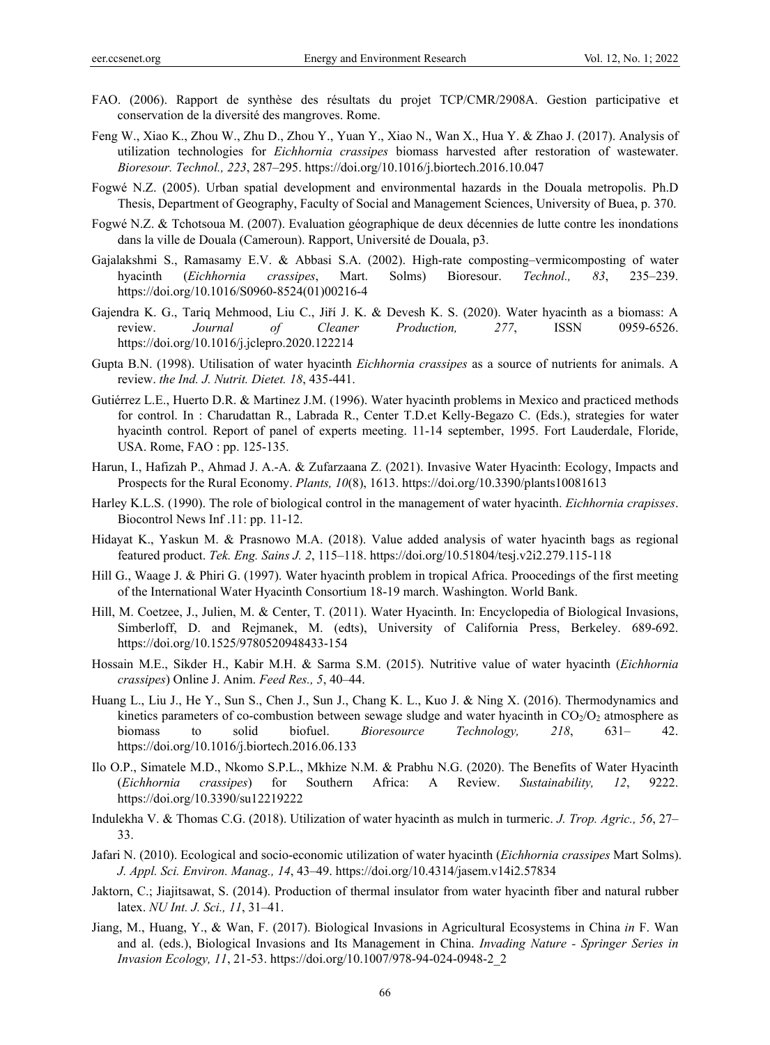FAO. (2006). Rapport de synthèse des résultats du projet TCP/CMR/2908A. Gestion participative et conservation de la diversité des mangroves. Rome.

Feng W., Xiao K., Zhou W., Zhu D., Zhou Y., Yuan Y., Xiao N., Wan X., Hua Y. & Zhao J. (2017). Analysis of utilization technologies for *Eichhornia crassipes* biomass harvested after restoration of wastewater. *Bioresour. Technol., 223*, 287–295. https://doi.org/10.1016/j.biortech.2016.10.047

Fogwé N.Z. (2005). Urban spatial development and environmental hazards in the Douala metropolis. Ph.D Thesis, Department of Geography, Faculty of Social and Management Sciences, University of Buea, p. 370.

Fogwé N.Z. & Tchotsoua M. (2007). Evaluation géographique de deux décennies de lutte contre les inondations dans la ville de Douala (Cameroun). Rapport, Université de Douala, p3.

Gajalakshmi S., Ramasamy E.V. & Abbasi S.A. (2002). High-rate composting–vermicomposting of water hyacinth (*Eichhornia crassipes*, Mart. Solms) Bioresour. *Technol., 83*, 235–239. https://doi.org/10.1016/S0960-8524(01)00216-4

Gajendra K. G., Tariq Mehmood, Liu C., Jiří J. K. & Devesh K. S. (2020). Water hyacinth as a biomass: A review. *Journal of Cleaner Production, 277*, ISSN 0959-6526. https://doi.org/10.1016/j.jclepro.2020.122214

Gupta B.N. (1998). Utilisation of water hyacinth *Eichhornia crassipes* as a source of nutrients for animals. A review. *the Ind. J. Nutrit. Dietet. 18*, 435-441.

Gutiérrez L.E., Huerto D.R. & Martinez J.M. (1996). Water hyacinth problems in Mexico and practiced methods for control. In : Charudattan R., Labrada R., Center T.D.et Kelly-Begazo C. (Eds.), strategies for water hyacinth control. Report of panel of experts meeting. 11-14 september, 1995. Fort Lauderdale, Floride, USA. Rome, FAO : pp. 125-135.

Harun, I., Hafizah P., Ahmad J. A.-A. & Zufarzaana Z. (2021). Invasive Water Hyacinth: Ecology, Impacts and Prospects for the Rural Economy. *Plants, 10*(8), 1613. https://doi.org/10.3390/plants10081613

Harley K.L.S. (1990). The role of biological control in the management of water hyacinth. *Eichhornia crapisses*. Biocontrol News Inf .11: pp. 11-12.

Hidayat K., Yaskun M. & Prasnowo M.A. (2018). Value added analysis of water hyacinth bags as regional featured product. *Tek. Eng. Sains J. 2*, 115–118. https://doi.org/10.51804/tesj.v2i2.279.115-118

Hill G., Waage J. & Phiri G. (1997). Water hyacinth problem in tropical Africa. Proocedings of the first meeting of the International Water Hyacinth Consortium 18-19 march. Washington. World Bank.

Hill, M. Coetzee, J., Julien, M. & Center, T. (2011). Water Hyacinth. In: Encyclopedia of Biological Invasions, Simberloff, D. and Rejmanek, M. (edts), University of California Press, Berkeley. 689-692. https://doi.org/10.1525/9780520948433-154

Hossain M.E., Sikder H., Kabir M.H. & Sarma S.M. (2015). Nutritive value of water hyacinth (*Eichhornia crassipes*) Online J. Anim. *Feed Res., 5*, 40–44.

Huang L., Liu J., He Y., Sun S., Chen J., Sun J., Chang K. L., Kuo J. & Ning X. (2016). Thermodynamics and kinetics parameters of co-combustion between sewage sludge and water hyacinth in $CO_2/O_2$ atmosphere as biomass to solid biofuel. *Bioresource Technology, 218*, 631– 42. https://doi.org/10.1016/j.biortech.2016.06.133

Ilo O.P., Simatele M.D., Nkomo S.P.L., Mkhize N.M. & Prabhu N.G. (2020). The Benefits of Water Hyacinth (*Eichhornia crassipes*) for Southern Africa: A Review. *Sustainability, 12*, 9222. https://doi.org/10.3390/su12219222

Indulekha V. & Thomas C.G. (2018). Utilization of water hyacinth as mulch in turmeric. *J. Trop. Agric., 56*, 27–33.

Jafari N. (2010). Ecological and socio-economic utilization of water hyacinth (*Eichhornia crassipes* Mart Solms). *J. Appl. Sci. Environ. Manag., 14*, 43–49. https://doi.org/10.4314/jasem.v14i2.57834

Jaktorn, C.; Jiajitsawat, S. (2014). Production of thermal insulator from water hyacinth fiber and natural rubber latex. *NU Int. J. Sci., 11*, 31–41.

Jiang, M., Huang, Y., & Wan, F. (2017). Biological Invasions in Agricultural Ecosystems in China *in* F. Wan and al. (eds.), Biological Invasions and Its Management in China. *Invading Nature - Springer Series in Invasion Ecology, 11*, 21-53. https://doi.org/10.1007/978-94-024-0948-2_2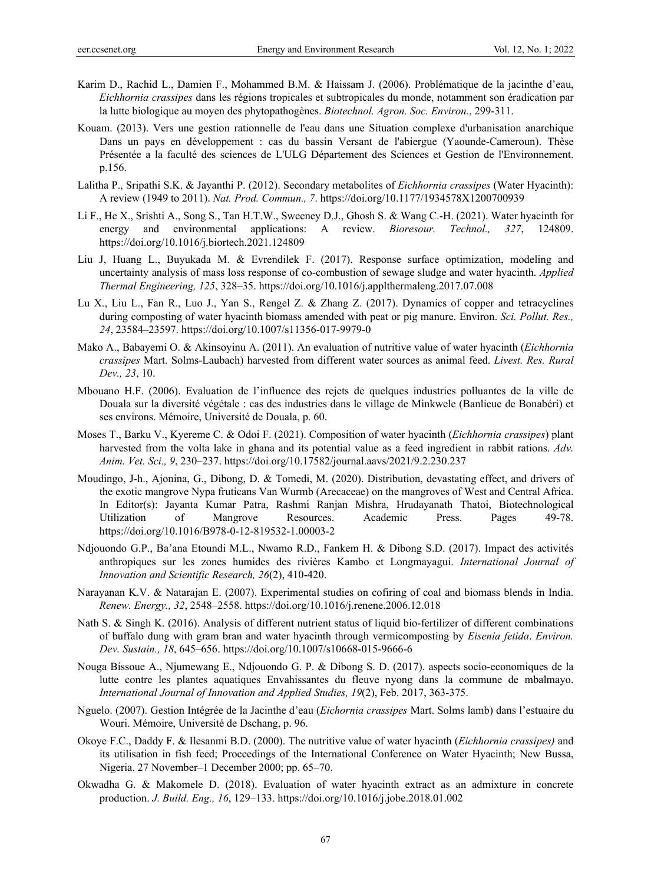Karim D., Rachid L., Damien F., Mohammed B.M. & Haissam J. (2006). Problématique de la jacinthe d'eau, *Eichhornia crassipes* dans les régions tropicales et subtropicales du monde, notamment son éradication par la lutte biologique au moyen des phytopathogènes. *Biotechnol. Agron. Soc. Environ.*, 299-311.

Kouam. (2013). Vers une gestion rationnelle de l'eau dans une Situation complexe d'urbanisation anarchique Dans un pays en développement : cas du bassin Versant de l'abiergue (Yaounde-Cameroun). Thèse Présentée a la faculté des sciences de L'ULG Département des Sciences et Gestion de l'Environnement. p.156.

Lalitha P., Sripathi S.K. & Jayanthi P. (2012). Secondary metabolites of *Eichhornia crassipes* (Water Hyacinth): A review (1949 to 2011). *Nat. Prod. Commun., 7*. https://doi.org/10.1177/1934578X1200700939

Li F., He X., Srishti A., Song S., Tan H.T.W., Sweeney D.J., Ghosh S. & Wang C.-H. (2021). Water hyacinth for energy and environmental applications: A review. *Bioresour. Technol., 327*, 124809. https://doi.org/10.1016/j.biortech.2021.124809

Liu J, Huang L., Buyukada M. & Evrendilek F. (2017). Response surface optimization, modeling and uncertainty analysis of mass loss response of co-combustion of sewage sludge and water hyacinth. *Applied Thermal Engineering, 125*, 328–35. https://doi.org/10.1016/j.applthermaleng.2017.07.008

Lu X., Liu L., Fan R., Luo J., Yan S., Rengel Z. & Zhang Z. (2017). Dynamics of copper and tetracyclines during composting of water hyacinth biomass amended with peat or pig manure. Environ. *Sci. Pollut. Res., 24*, 23584–23597. https://doi.org/10.1007/s11356-017-9979-0

Mako A., Babayemi O. & Akinsoyinu A. (2011). An evaluation of nutritive value of water hyacinth (*Eichhornia crassipes* Mart. Solms-Laubach) harvested from different water sources as animal feed. *Livest. Res. Rural Dev., 23*, 10.

Mbouano H.F. (2006). Evaluation de l'influence des rejets de quelques industries polluantes de la ville de Douala sur la diversité végétale : cas des industries dans le village de Minkwele (Banlieue de Bonabéri) et ses environs. Mémoire, Université de Douala, p. 60.

Moses T., Barku V., Kyereme C. & Odoi F. (2021). Composition of water hyacinth (*Eichhornia crassipes*) plant harvested from the volta lake in ghana and its potential value as a feed ingredient in rabbit rations. *Adv. Anim. Vet. Sci., 9*, 230–237. https://doi.org/10.17582/journal.aavs/2021/9.2.230.237

Moudingo, J-h., Ajonina, G., Dibong, D. & Tomedi, M. (2020). Distribution, devastating effect, and drivers of the exotic mangrove Nypa fruticans Van Wurmb (Arecaceae) on the mangroves of West and Central Africa. In Editor(s): Jayanta Kumar Patra, Rashmi Ranjan Mishra, Hrudayanath Thatoi, Biotechnological Utilization of Mangrove Resources. Academic Press. Pages 49-78. https://doi.org/10.1016/B978-0-12-819532-1.00003-2

Ndjouondo G.P., Ba'ana Etoundi M.L., Nwamo R.D., Fankem H. & Dibong S.D. (2017). Impact des activités anthropiques sur les zones humides des rivières Kambo et Longmayagui. *International Journal of Innovation and Scientific Research, 26*(2), 410-420.

Narayanan K.V. & Natarajan E. (2007). Experimental studies on cofiring of coal and biomass blends in India. *Renew. Energy., 32*, 2548–2558. https://doi.org/10.1016/j.renene.2006.12.018

Nath S. & Singh K. (2016). Analysis of different nutrient status of liquid bio-fertilizer of different combinations of buffalo dung with gram bran and water hyacinth through vermicomposting by *Eisenia fetida*. *Environ. Dev. Sustain., 18*, 645–656. https://doi.org/10.1007/s10668-015-9666-6

Nouga Bissoue A., Njumewang E., Ndjouondo G. P. & Dibong S. D. (2017). aspects socio-economiques de la lutte contre les plantes aquatiques Envahissantes du fleuve nyong dans la commune de mbalmayo. *International Journal of Innovation and Applied Studies, 19*(2), Feb. 2017, 363-375.

Nguelo. (2007). Gestion Intégrée de la Jacinthe d'eau (*Eichornia crassipes* Mart. Solms lamb) dans l'estuaire du Wouri. Mémoire, Université de Dschang, p. 96.

Okoye F.C., Daddy F. & Ilesanmi B.D. (2000). The nutritive value of water hyacinth (*Eichhornia crassipes)* and its utilisation in fish feed; Proceedings of the International Conference on Water Hyacinth; New Bussa, Nigeria. 27 November–1 December 2000; pp. 65–70.

Okwadha G. & Makomele D. (2018). Evaluation of water hyacinth extract as an admixture in concrete production. *J. Build. Eng., 16*, 129–133. https://doi.org/10.1016/j.jobe.2018.01.002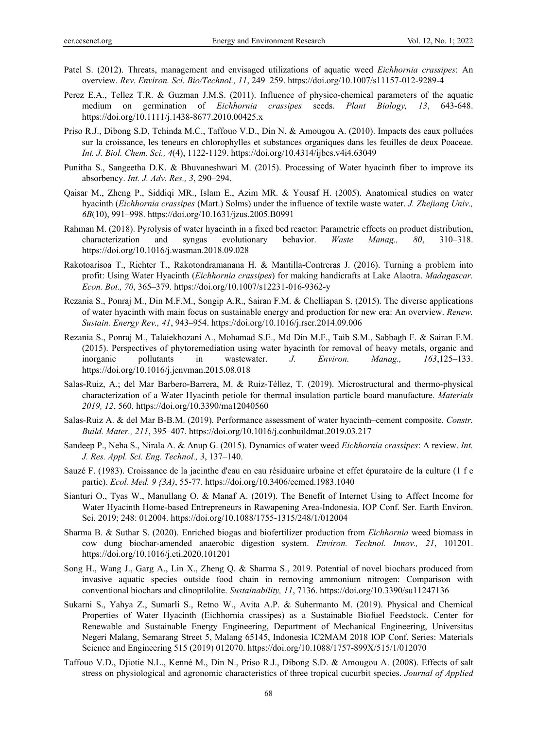Patel S. (2012). Threats, management and envisaged utilizations of aquatic weed *Eichhornia crassipes*: An overview. *Rev. Environ. Sci. Bio/Technol., 11*, 249–259. https://doi.org/10.1007/s11157-012-9289-4

Perez E.A., Tellez T.R. & Guzman J.M.S. (2011). Influence of physico-chemical parameters of the aquatic medium on germination of *Eichhornia crassipes* seeds. *Plant Biology, 13*, 643-648. https://doi.org/10.1111/j.1438-8677.2010.00425.x

Priso R.J., Dibong S.D, Tchinda M.C., Taffouo V.D., Din N. & Amougou A. (2010). Impacts des eaux polluées sur la croissance, les teneurs en chlorophylles et substances organiques dans les feuilles de deux Poaceae. *Int. J. Biol. Chem. Sci., 4*(4), 1122-1129. https://doi.org/10.4314/ijbcs.v4i4.63049

Punitha S., Sangeetha D.K. & Bhuvaneshwari M. (2015). Processing of Water hyacinth fiber to improve its absorbency. *Int. J. Adv. Res., 3*, 290–294.

Qaisar M., Zheng P., Siddiqi MR., Islam E., Azim MR. & Yousaf H. (2005). Anatomical studies on water hyacinth (*Eichhornia crassipes* (Mart.) Solms) under the influence of textile waste water. *J. Zhejiang Univ., 6B*(10), 991–998. https://doi.org/10.1631/jzus.2005.B0991

Rahman M. (2018). Pyrolysis of water hyacinth in a fixed bed reactor: Parametric effects on product distribution, characterization and syngas evolutionary behavior. *Waste Manag., 80*, 310–318. https://doi.org/10.1016/j.wasman.2018.09.028

Rakotoarisoa T., Richter T., Rakotondramanana H. & Mantilla-Contreras J. (2016). Turning a problem into profit: Using Water Hyacinth (*Eichhornia crassipes*) for making handicrafts at Lake Alaotra. *Madagascar. Econ. Bot., 70*, 365–379. https://doi.org/10.1007/s12231-016-9362-y

Rezania S., Ponraj M., Din M.F.M., Songip A.R., Sairan F.M. & Chelliapan S. (2015). The diverse applications of water hyacinth with main focus on sustainable energy and production for new era: An overview. *Renew. Sustain. Energy Rev., 41*, 943–954. https://doi.org/10.1016/j.rser.2014.09.006

Rezania S., Ponraj M., Talaiekhozani A., Mohamad S.E., Md Din M.F., Taib S.M., Sabbagh F. & Sairan F.M. (2015). Perspectives of phytoremediation using water hyacinth for removal of heavy metals, organic and inorganic pollutants in wastewater. *J. Environ. Manag., 163*,125–133. https://doi.org/10.1016/j.jenvman.2015.08.018

Salas-Ruiz, A.; del Mar Barbero-Barrera, M. & Ruiz-Téllez, T. (2019). Microstructural and thermo-physical characterization of a Water Hyacinth petiole for thermal insulation particle board manufacture. *Materials 2019, 12*, 560. https://doi.org/10.3390/ma12040560

Salas-Ruiz A. & del Mar B-B.M. (2019). Performance assessment of water hyacinth–cement composite. *Constr. Build. Mater., 211*, 395–407. https://doi.org/10.1016/j.conbuildmat.2019.03.217

Sandeep P., Neha S., Nirala A. & Anup G. (2015). Dynamics of water weed *Eichhornia crassipes*: A review. *Int. J. Res. Appl. Sci. Eng. Technol., 3*, 137–140.

Sauzé F. (1983). Croissance de la jacinthe d'eau en eau résiduaire urbaine et effet épuratoire de la culture (1 f e partie). *Ecol. Med. 9 {3A)*, 55-77. https://doi.org/10.3406/ecmed.1983.1040

Sianturi O., Tyas W., Manullang O. & Manaf A. (2019). The Benefit of Internet Using to Affect Income for Water Hyacinth Home-based Entrepreneurs in Rawapening Area-Indonesia. IOP Conf. Ser. Earth Environ. Sci. 2019; 248: 012004. https://doi.org/10.1088/1755-1315/248/1/012004

Sharma B. & Suthar S. (2020). Enriched biogas and biofertilizer production from *Eichhornia* weed biomass in cow dung biochar-amended anaerobic digestion system. *Environ. Technol. Innov., 21*, 101201. https://doi.org/10.1016/j.eti.2020.101201

Song H., Wang J., Garg A., Lin X., Zheng Q. & Sharma S., 2019. Potential of novel biochars produced from invasive aquatic species outside food chain in removing ammonium nitrogen: Comparison with conventional biochars and clinoptilolite. *Sustainability, 11*, 7136. https://doi.org/10.3390/su11247136

Sukarni S., Yahya Z., Sumarli S., Retno W., Avita A.P. & Suhermanto M. (2019). Physical and Chemical Properties of Water Hyacinth (Eichhornia crassipes) as a Sustainable Biofuel Feedstock. Center for Renewable and Sustainable Energy Engineering, Department of Mechanical Engineering, Universitas Negeri Malang, Semarang Street 5, Malang 65145, Indonesia IC2MAM 2018 IOP Conf. Series: Materials Science and Engineering 515 (2019) 012070. https://doi.org/10.1088/1757-899X/515/1/012070

Taffouo V.D., Djiotie N.L., Kenné M., Din N., Priso R.J., Dibong S.D. & Amougou A. (2008). Effects of salt stress on physiological and agronomic characteristics of three tropical cucurbit species. *Journal of Applied*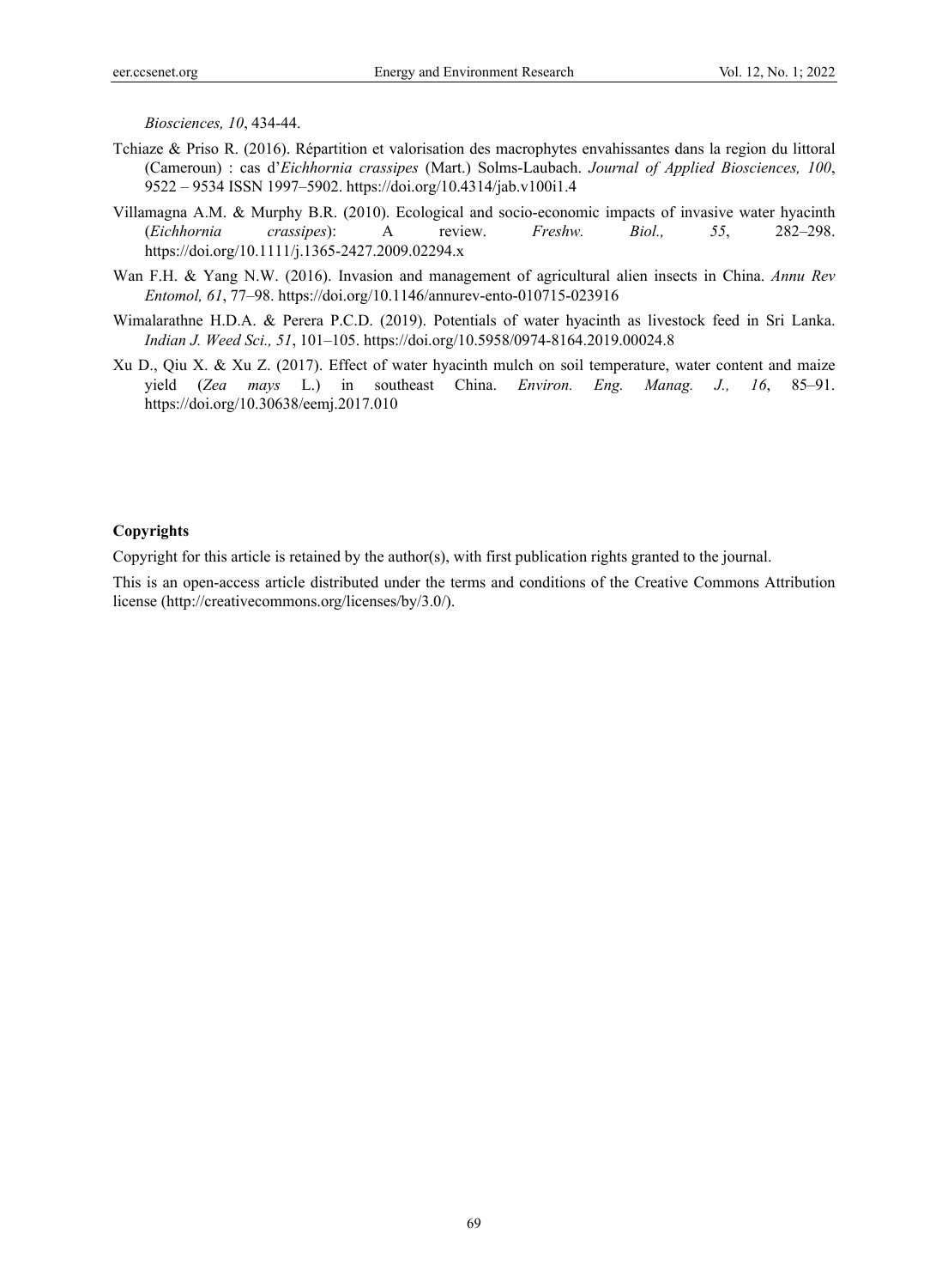*Biosciences, 10*, 434-44.

Tchiaze & Priso R. (2016). Répartition et valorisation des macrophytes envahissantes dans la region du littoral (Cameroun) : cas d'*Eichhornia crassipes* (Mart.) Solms-Laubach. *Journal of Applied Biosciences, 100*, 9522 – 9534 ISSN 1997–5902. https://doi.org/10.4314/jab.v100i1.4

Villamagna A.M. & Murphy B.R. (2010). Ecological and socio-economic impacts of invasive water hyacinth (*Eichhornia crassipes*): A review. *Freshw. Biol., 55*, 282–298. https://doi.org/10.1111/j.1365-2427.2009.02294.x

Wan F.H. & Yang N.W. (2016). Invasion and management of agricultural alien insects in China. *Annu Rev Entomol, 61*, 77–98. https://doi.org/10.1146/annurev-ento-010715-023916

Wimalarathne H.D.A. & Perera P.C.D. (2019). Potentials of water hyacinth as livestock feed in Sri Lanka. *Indian J. Weed Sci., 51*, 101–105. https://doi.org/10.5958/0974-8164.2019.00024.8

Xu D., Qiu X. & Xu Z. (2017). Effect of water hyacinth mulch on soil temperature, water content and maize yield (*Zea mays* L.) in southeast China. *Environ. Eng. Manag. J., 16*, 85–91. https://doi.org/10.30638/eemj.2017.010

**Copyrights**

Copyright for this article is retained by the author(s), with first publication rights granted to the journal.

This is an open-access article distributed under the terms and conditions of the Creative Commons Attribution license (http://creativecommons.org/licenses/by/3.0/).